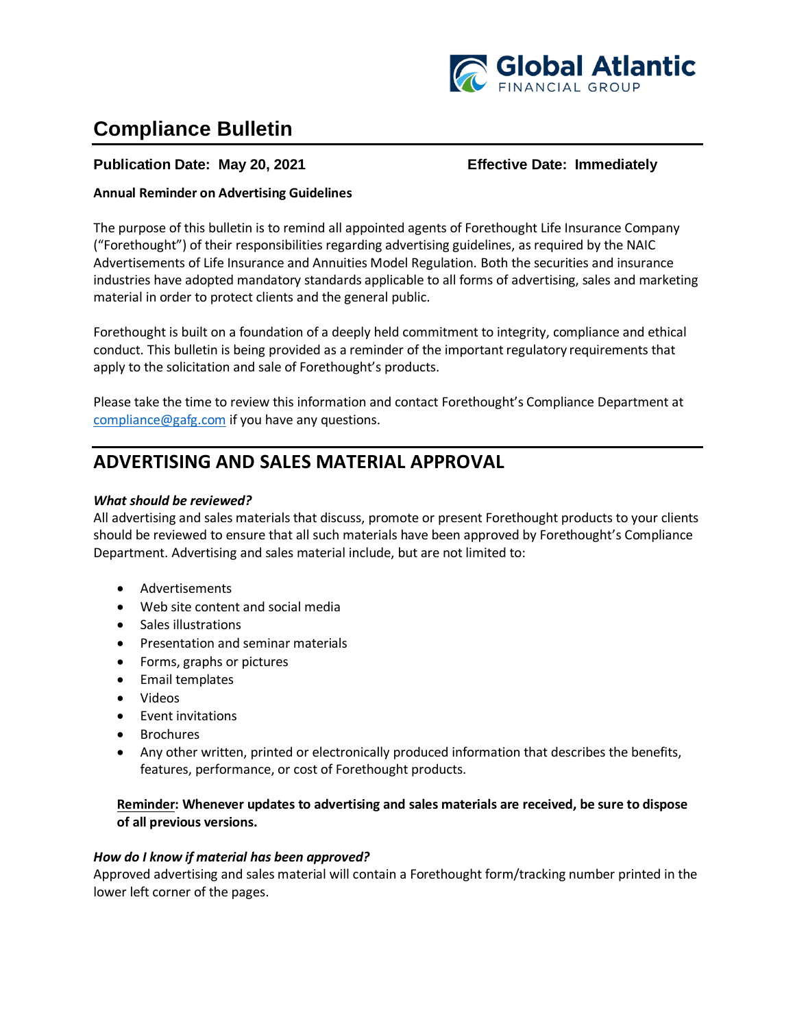# Compliance Bulletin

**Publication Date: May 20, 2021** **Effective Date: Immediately**

**Annual Reminder on Advertising Guidelines**

The purpose of this bulletin is to remind all appointed agents of Forethought Life Insurance Company ("Forethought") of their responsibilities regarding advertising guidelines, as required by the NAIC Advertisements of Life Insurance and Annuities Model Regulation. Both the securities and insurance industries have adopted mandatory standards applicable to all forms of advertising, sales and marketing material in order to protect clients and the general public.

Forethought is built on a foundation of a deeply held commitment to integrity, compliance and ethical conduct. This bulletin is being provided as a reminder of the important regulatory requirements that apply to the solicitation and sale of Forethought's products.

Please take the time to review this information and contact Forethought's Compliance Department at compliance@gafg.com if you have any questions.

## ADVERTISING AND SALES MATERIAL APPROVAL

***What should be reviewed?***

All advertising and sales materials that discuss, promote or present Forethought products to your clients should be reviewed to ensure that all such materials have been approved by Forethought's Compliance Department. Advertising and sales material include, but are not limited to:

- Advertisements
- Web site content and social media
- Sales illustrations
- Presentation and seminar materials
- Forms, graphs or pictures
- Email templates
- Videos
- Event invitations
- Brochures
- Any other written, printed or electronically produced information that describes the benefits, features, performance, or cost of Forethought products.

**Reminder: Whenever updates to advertising and sales materials are received, be sure to dispose of all previous versions.**

***How do I know if material has been approved?***

Approved advertising and sales material will contain a Forethought form/tracking number printed in the lower left corner of the pages.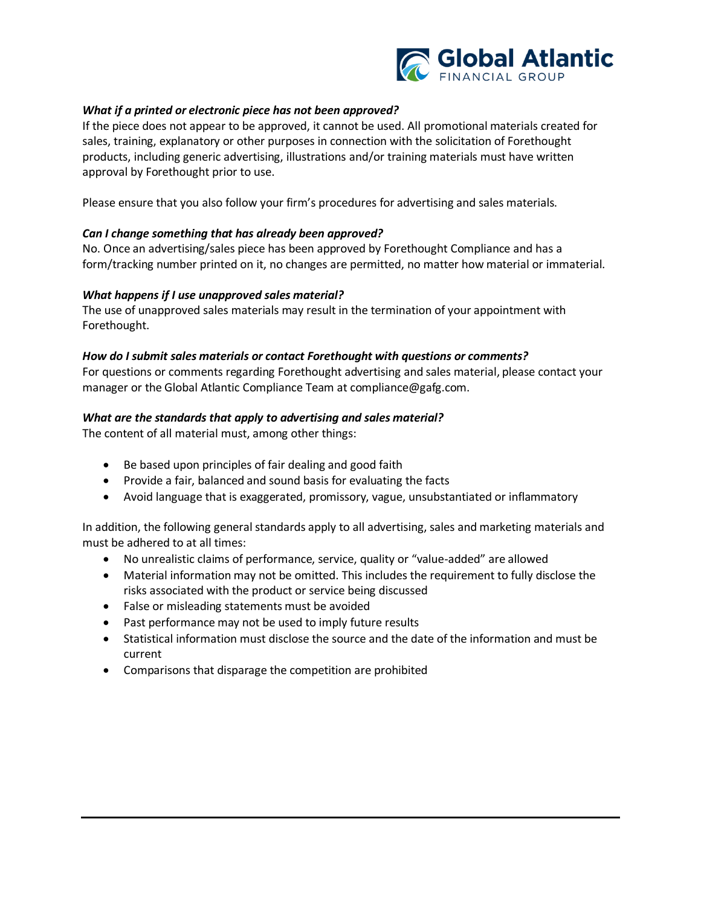***What if a printed or electronic piece has not been approved?***

If the piece does not appear to be approved, it cannot be used. All promotional materials created for sales, training, explanatory or other purposes in connection with the solicitation of Forethought products, including generic advertising, illustrations and/or training materials must have written approval by Forethought prior to use.

Please ensure that you also follow your firm's procedures for advertising and sales materials.

***Can I change something that has already been approved?***

No. Once an advertising/sales piece has been approved by Forethought Compliance and has a form/tracking number printed on it, no changes are permitted, no matter how material or immaterial.

***What happens if I use unapproved sales material?***

The use of unapproved sales materials may result in the termination of your appointment with Forethought.

***How do I submit sales materials or contact Forethought with questions or comments?***

For questions or comments regarding Forethought advertising and sales material, please contact your manager or the Global Atlantic Compliance Team at compliance@gafg.com.

***What are the standards that apply to advertising and sales material?***

The content of all material must, among other things:

- Be based upon principles of fair dealing and good faith
- Provide a fair, balanced and sound basis for evaluating the facts
- Avoid language that is exaggerated, promissory, vague, unsubstantiated or inflammatory

In addition, the following general standards apply to all advertising, sales and marketing materials and must be adhered to at all times:

- No unrealistic claims of performance, service, quality or "value-added" are allowed
- Material information may not be omitted. This includes the requirement to fully disclose the risks associated with the product or service being discussed
- False or misleading statements must be avoided
- Past performance may not be used to imply future results
- Statistical information must disclose the source and the date of the information and must be current
- Comparisons that disparage the competition are prohibited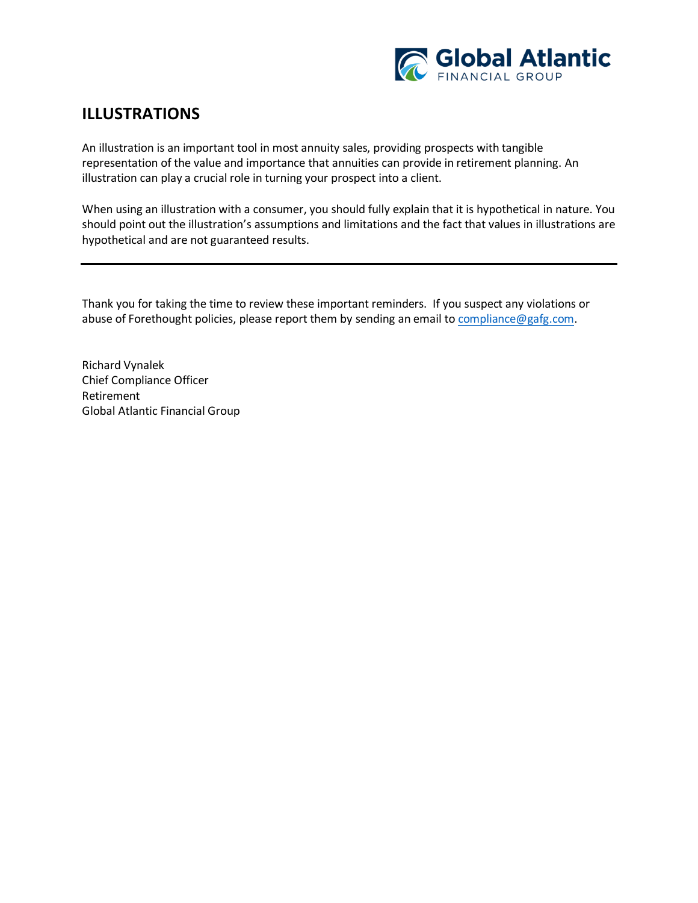## ILLUSTRATIONS

An illustration is an important tool in most annuity sales, providing prospects with tangible representation of the value and importance that annuities can provide in retirement planning. An illustration can play a crucial role in turning your prospect into a client.

When using an illustration with a consumer, you should fully explain that it is hypothetical in nature. You should point out the illustration's assumptions and limitations and the fact that values in illustrations are hypothetical and are not guaranteed results.

---

Thank you for taking the time to review these important reminders. If you suspect any violations or abuse of Forethought policies, please report them by sending an email to compliance@gafg.com.

Richard Vynalek
Chief Compliance Officer
Retirement
Global Atlantic Financial Group